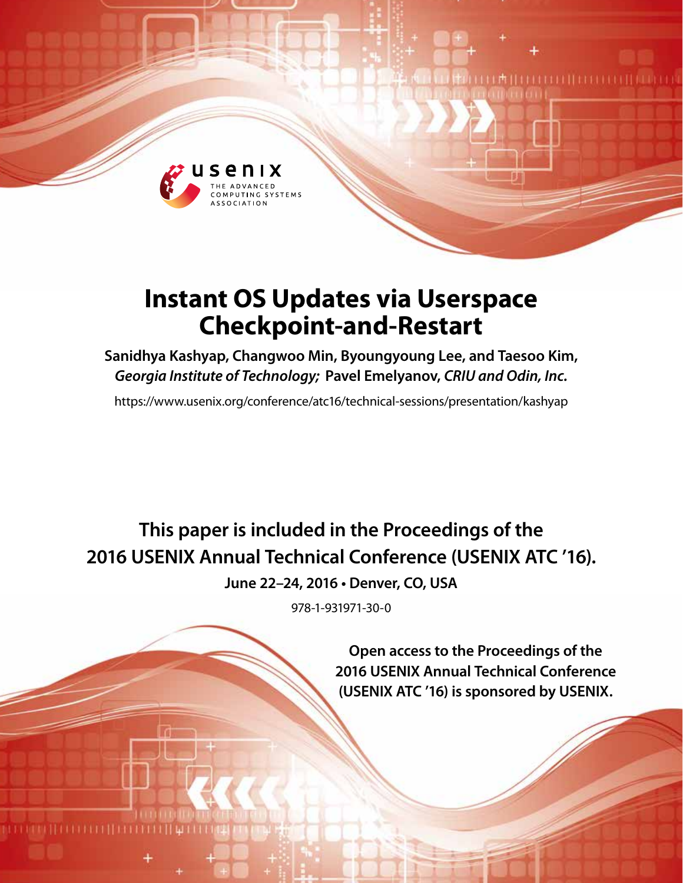# Instant OS Updates via Userspace Checkpoint-and-Restart

**Sanidhya Kashyap, Changwoo Min, Byoungyoung Lee, and Taesoo Kim,** ***Georgia Institute of Technology;*** **Pavel Emelyanov,** ***CRIU and Odin, Inc.***

https://www.usenix.org/conference/atc16/technical-sessions/presentation/kashyap

**This paper is included in the Proceedings of the 2016 USENIX Annual Technical Conference (USENIX ATC '16).**

**June 22–24, 2016 • Denver, CO, USA**

978-1-931971-30-0

**Open access to the Proceedings of the 2016 USENIX Annual Technical Conference (USENIX ATC '16) is sponsored by USENIX.**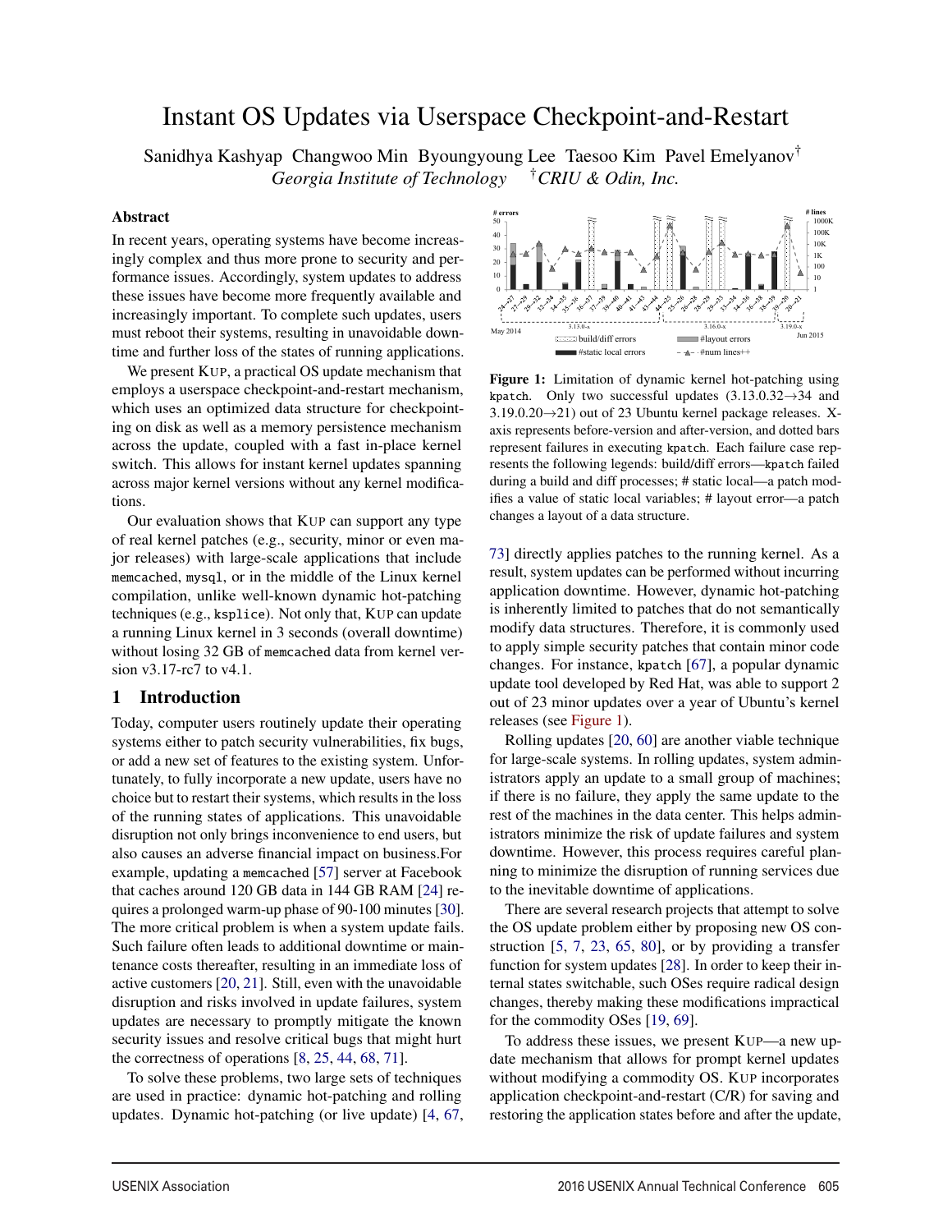# Instant OS Updates via Userspace Checkpoint-and-Restart

Sanidhya Kashyap  Changwoo Min  Byoungyoung Lee  Taesoo Kim  Pavel Emelyanov[†]
*Georgia Institute of Technology*  [†]*CRIU & Odin, Inc.*

## Abstract

In recent years, operating systems have become increasingly complex and thus more prone to security and performance issues. Accordingly, system updates to address these issues have become more frequently available and increasingly important. To complete such updates, users must reboot their systems, resulting in unavoidable downtime and further loss of the states of running applications.

We present KUP, a practical OS update mechanism that employs a userspace checkpoint-and-restart mechanism, which uses an optimized data structure for checkpointing on disk as well as a memory persistence mechanism across the update, coupled with a fast in-place kernel switch. This allows for instant kernel updates spanning across major kernel versions without any kernel modifications.

Our evaluation shows that KUP can support any type of real kernel patches (e.g., security, minor or even major releases) with large-scale applications that include `memcached`, `mysql`, or in the middle of the Linux kernel compilation, unlike well-known dynamic hot-patching techniques (e.g., `ksplice`). Not only that, KUP can update a running Linux kernel in 3 seconds (overall downtime) without losing 32 GB of `memcached` data from kernel version v3.17-rc7 to v4.1.

## 1 Introduction

Today, computer users routinely update their operating systems either to patch security vulnerabilities, fix bugs, or add a new set of features to the existing system. Unfortunately, to fully incorporate a new update, users have no choice but to restart their systems, which results in the loss of the running states of applications. This unavoidable disruption not only brings inconvenience to end users, but also causes an adverse financial impact on business.For example, updating a `memcached` [57] server at Facebook that caches around 120 GB data in 144 GB RAM [24] requires a prolonged warm-up phase of 90-100 minutes [30]. The more critical problem is when a system update fails. Such failure often leads to additional downtime or maintenance costs thereafter, resulting in an immediate loss of active customers [20, 21]. Still, even with the unavoidable disruption and risks involved in update failures, system updates are necessary to promptly mitigate the known security issues and resolve critical bugs that might hurt the correctness of operations [8, 25, 44, 68, 71].

To solve these problems, two large sets of techniques are used in practice: dynamic hot-patching and rolling updates. Dynamic hot-patching (or live update) [4, 67, 73] directly applies patches to the running kernel. As a result, system updates can be performed without incurring application downtime. However, dynamic hot-patching is inherently limited to patches that do not semantically modify data structures. Therefore, it is commonly used to apply simple security patches that contain minor code changes. For instance, `kpatch` [67], a popular dynamic update tool developed by Red Hat, was able to support 2 out of 23 minor updates over a year of Ubuntu's kernel releases (see Figure 1).

**Figure 1:** Limitation of dynamic kernel hot-patching using `kpatch`. Only two successful updates (3.13.0.32→34 and 3.19.0.20→21) out of 23 Ubuntu kernel package releases. X-axis represents before-version and after-version, and dotted bars represent failures in executing `kpatch`. Each failure case represents the following legends: build/diff errors—`kpatch` failed during a build and diff processes; # static local—a patch modifies a value of static local variables; # layout error—a patch changes a layout of a data structure.

Rolling updates [20, 60] are another viable technique for large-scale systems. In rolling updates, system administrators apply an update to a small group of machines; if there is no failure, they apply the same update to the rest of the machines in the data center. This helps administrators minimize the risk of update failures and system downtime. However, this process requires careful planning to minimize the disruption of running services due to the inevitable downtime of applications.

There are several research projects that attempt to solve the OS update problem either by proposing new OS construction [5, 7, 23, 65, 80], or by providing a transfer function for system updates [28]. In order to keep their internal states switchable, such OSes require radical design changes, thereby making these modifications impractical for the commodity OSes [19, 69].

To address these issues, we present KUP—a new update mechanism that allows for prompt kernel updates without modifying a commodity OS. KUP incorporates application checkpoint-and-restart (C/R) for saving and restoring the application states before and after the update,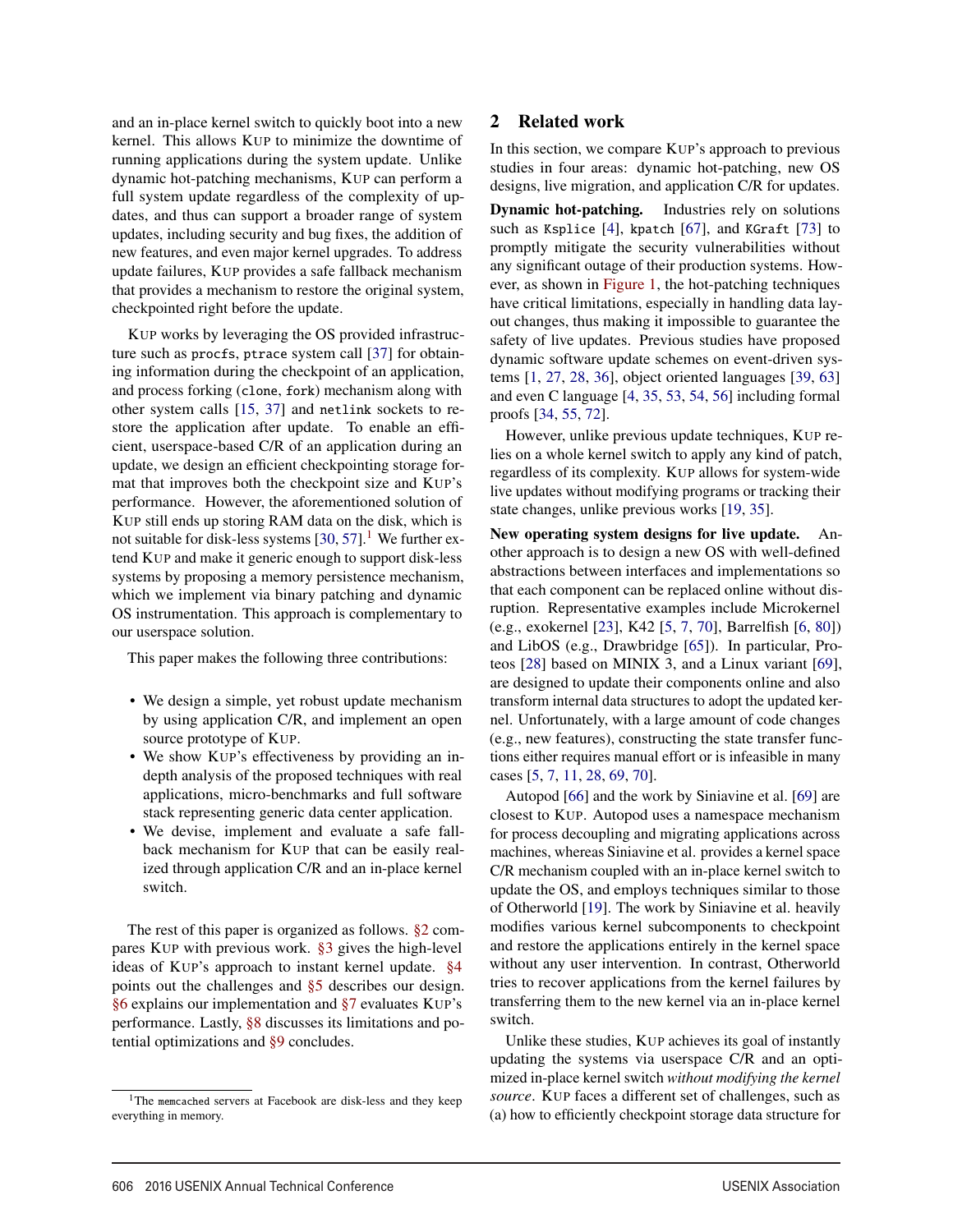and an in-place kernel switch to quickly boot into a new kernel. This allows KUP to minimize the downtime of running applications during the system update. Unlike dynamic hot-patching mechanisms, KUP can perform a full system update regardless of the complexity of updates, and thus can support a broader range of system updates, including security and bug fixes, the addition of new features, and even major kernel upgrades. To address update failures, KUP provides a safe fallback mechanism that provides a mechanism to restore the original system, checkpointed right before the update.

KUP works by leveraging the OS provided infrastructure such as `procfs`, `ptrace` system call [37] for obtaining information during the checkpoint of an application, and process forking (`clone`, `fork`) mechanism along with other system calls [15, 37] and `netlink` sockets to restore the application after update. To enable an efficient, userspace-based C/R of an application during an update, we design an efficient checkpointing storage format that improves both the checkpoint size and KUP's performance. However, the aforementioned solution of KUP still ends up storing RAM data on the disk, which is not suitable for disk-less systems [30, 57].[1] We further extend KUP and make it generic enough to support disk-less systems by proposing a memory persistence mechanism, which we implement via binary patching and dynamic OS instrumentation. This approach is complementary to our userspace solution.

This paper makes the following three contributions:

- We design a simple, yet robust update mechanism by using application C/R, and implement an open source prototype of KUP.
- We show KUP's effectiveness by providing an in-depth analysis of the proposed techniques with real applications, micro-benchmarks and full software stack representing generic data center application.
- We devise, implement and evaluate a safe fallback mechanism for KUP that can be easily realized through application C/R and an in-place kernel switch.

The rest of this paper is organized as follows. §2 compares KUP with previous work. §3 gives the high-level ideas of KUP's approach to instant kernel update. §4 points out the challenges and §5 describes our design. §6 explains our implementation and §7 evaluates KUP's performance. Lastly, §8 discusses its limitations and potential optimizations and §9 concludes.

[1] The `memcached` servers at Facebook are disk-less and they keep everything in memory.

## 2 Related work

In this section, we compare KUP's approach to previous studies in four areas: dynamic hot-patching, new OS designs, live migration, and application C/R for updates.

**Dynamic hot-patching.** Industries rely on solutions such as `Ksplice` [4], `kpatch` [67], and `KGraft` [73] to promptly mitigate the security vulnerabilities without any significant outage of their production systems. However, as shown in Figure 1, the hot-patching techniques have critical limitations, especially in handling data layout changes, thus making it impossible to guarantee the safety of live updates. Previous studies have proposed dynamic software update schemes on event-driven systems [1, 27, 28, 36], object oriented languages [39, 63] and even C language [4, 35, 53, 54, 56] including formal proofs [34, 55, 72].

However, unlike previous update techniques, KUP relies on a whole kernel switch to apply any kind of patch, regardless of its complexity. KUP allows for system-wide live updates without modifying programs or tracking their state changes, unlike previous works [19, 35].

**New operating system designs for live update.** Another approach is to design a new OS with well-defined abstractions between interfaces and implementations so that each component can be replaced online without disruption. Representative examples include Microkernel (e.g., exokernel [23], K42 [5, 7, 70], Barrelfish [6, 80]) and LibOS (e.g., Drawbridge [65]). In particular, Proteos [28] based on MINIX 3, and a Linux variant [69], are designed to update their components online and also transform internal data structures to adopt the updated kernel. Unfortunately, with a large amount of code changes (e.g., new features), constructing the state transfer functions either requires manual effort or is infeasible in many cases [5, 7, 11, 28, 69, 70].

Autopod [66] and the work by Siniavine et al. [69] are closest to KUP. Autopod uses a namespace mechanism for process decoupling and migrating applications across machines, whereas Siniavine et al. provides a kernel space C/R mechanism coupled with an in-place kernel switch to update the OS, and employs techniques similar to those of Otherworld [19]. The work by Siniavine et al. heavily modifies various kernel subcomponents to checkpoint and restore the applications entirely in the kernel space without any user intervention. In contrast, Otherworld tries to recover applications from the kernel failures by transferring them to the new kernel via an in-place kernel switch.

Unlike these studies, KUP achieves its goal of instantly updating the systems via userspace C/R and an optimized in-place kernel switch *without modifying the kernel source*. KUP faces a different set of challenges, such as (a) how to efficiently checkpoint storage data structure for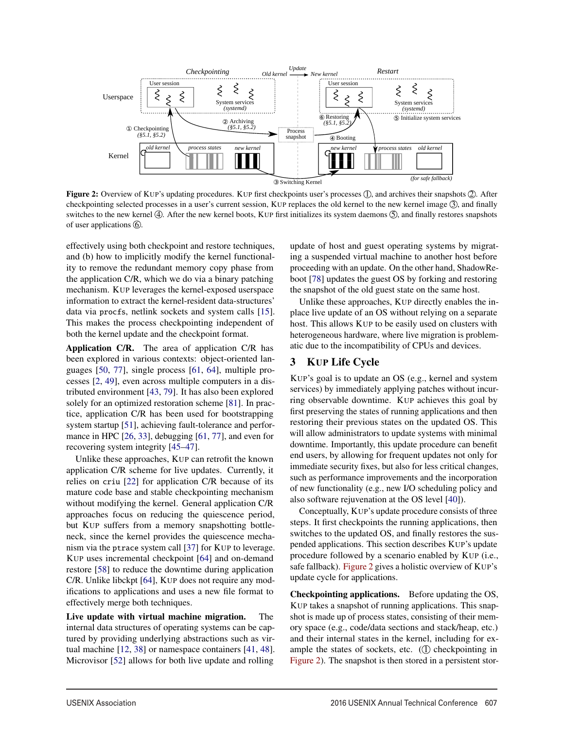**Figure 2:** Overview of KUP's updating procedures. KUP first checkpoints user's processes ①, and archives their snapshots ②. After checkpointing selected processes in a user's current session, KUP replaces the old kernel to the new kernel image ③, and finally switches to the new kernel ④. After the new kernel boots, KUP first initializes its system daemons ⑤, and finally restores snapshots of user applications ⑥.

effectively using both checkpoint and restore techniques, and (b) how to implicitly modify the kernel functionality to remove the redundant memory copy phase from the application C/R, which we do via a binary patching mechanism. KUP leverages the kernel-exposed userspace information to extract the kernel-resident data-structures' data via `procfs`, netlink sockets and system calls [15]. This makes the process checkpointing independent of both the kernel update and the checkpoint format.

**Application C/R.** The area of application C/R has been explored in various contexts: object-oriented languages [50, 77], single process [61, 64], multiple processes [2, 49], even across multiple computers in a distributed environment [43, 79]. It has also been explored solely for an optimized restoration scheme [81]. In practice, application C/R has been used for bootstrapping system startup [51], achieving fault-tolerance and performance in HPC [26, 33], debugging [61, 77], and even for recovering system integrity [45–47].

Unlike these approaches, KUP can retrofit the known application C/R scheme for live updates. Currently, it relies on `criu` [22] for application C/R because of its mature code base and stable checkpointing mechanism without modifying the kernel. General application C/R approaches focus on reducing the quiescence period, but KUP suffers from a memory snapshotting bottleneck, since the kernel provides the quiescence mechanism via the `ptrace` system call [37] for KUP to leverage. KUP uses incremental checkpoint [64] and on-demand restore [58] to reduce the downtime during application C/R. Unlike libckpt [64], KUP does not require any modifications to applications and uses a new file format to effectively merge both techniques.

**Live update with virtual machine migration.** The internal data structures of operating systems can be captured by providing underlying abstractions such as virtual machine [12, 38] or namespace containers [41, 48]. Microvisor [52] allows for both live update and rolling update of host and guest operating systems by migrating a suspended virtual machine to another host before proceeding with an update. On the other hand, ShadowReboot [78] updates the guest OS by forking and restoring the snapshot of the old guest state on the same host.

Unlike these approaches, KUP directly enables the in-place live update of an OS without relying on a separate host. This allows KUP to be easily used on clusters with heterogeneous hardware, where live migration is problematic due to the incompatibility of CPUs and devices.

## 3 KUP Life Cycle

KUP's goal is to update an OS (e.g., kernel and system services) by immediately applying patches without incurring observable downtime. KUP achieves this goal by first preserving the states of running applications and then restoring their previous states on the updated OS. This will allow administrators to update systems with minimal downtime. Importantly, this update procedure can benefit end users, by allowing for frequent updates not only for immediate security fixes, but also for less critical changes, such as performance improvements and the incorporation of new functionality (e.g., new I/O scheduling policy and also software rejuvenation at the OS level [40]).

Conceptually, KUP's update procedure consists of three steps. It first checkpoints the running applications, then switches to the updated OS, and finally restores the suspended applications. This section describes KUP's update procedure followed by a scenario enabled by KUP (i.e., safe fallback). Figure 2 gives a holistic overview of KUP's update cycle for applications.

**Checkpointing applications.** Before updating the OS, KUP takes a snapshot of running applications. This snapshot is made up of process states, consisting of their memory space (e.g., code/data sections and stack/heap, etc.) and their internal states in the kernel, including for example the states of sockets, etc. (① checkpointing in Figure 2). The snapshot is then stored in a persistent stor-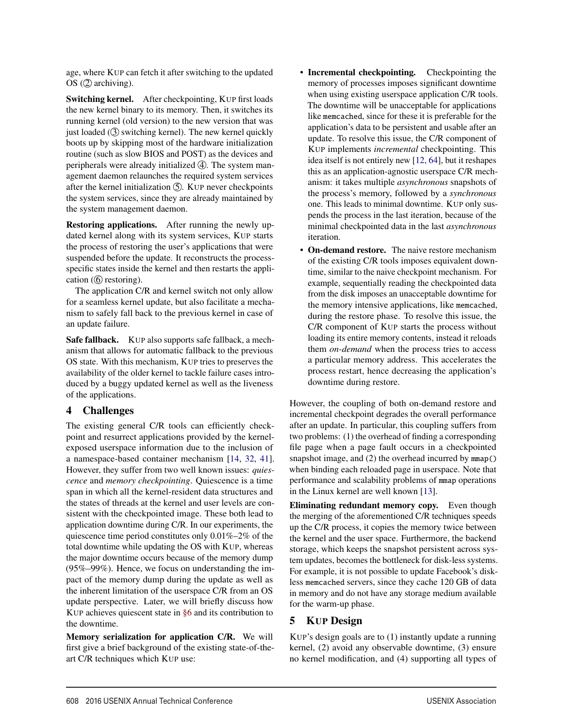age, where KUP can fetch it after switching to the updated OS (② archiving).

**Switching kernel.** After checkpointing, KUP first loads the new kernel binary to its memory. Then, it switches its running kernel (old version) to the new version that was just loaded (③ switching kernel). The new kernel quickly boots up by skipping most of the hardware initialization routine (such as slow BIOS and POST) as the devices and peripherals were already initialized ④. The system management daemon relaunches the required system services after the kernel initialization ⑤. KUP never checkpoints the system services, since they are already maintained by the system management daemon.

**Restoring applications.** After running the newly updated kernel along with its system services, KUP starts the process of restoring the user's applications that were suspended before the update. It reconstructs the process-specific states inside the kernel and then restarts the application (⑥ restoring).

The application C/R and kernel switch not only allow for a seamless kernel update, but also facilitate a mechanism to safely fall back to the previous kernel in case of an update failure.

**Safe fallback.** KUP also supports safe fallback, a mechanism that allows for automatic fallback to the previous OS state. With this mechanism, KUP tries to preserves the availability of the older kernel to tackle failure cases introduced by a buggy updated kernel as well as the liveness of the applications.

## 4 Challenges

The existing general C/R tools can efficiently checkpoint and resurrect applications provided by the kernel-exposed userspace information due to the inclusion of a namespace-based container mechanism [14, 32, 41]. However, they suffer from two well known issues: *quiescence* and *memory checkpointing*. Quiescence is a time span in which all the kernel-resident data structures and the states of threads at the kernel and user levels are consistent with the checkpointed image. These both lead to application downtime during C/R. In our experiments, the quiescence time period constitutes only 0.01%–2% of the total downtime while updating the OS with KUP, whereas the major downtime occurs because of the memory dump (95%–99%). Hence, we focus on understanding the impact of the memory dump during the update as well as the inherent limitation of the userspace C/R from an OS update perspective. Later, we will briefly discuss how KUP achieves quiescent state in §6 and its contribution to the downtime.

**Memory serialization for application C/R.** We will first give a brief background of the existing state-of-the-art C/R techniques which KUP use:

- **Incremental checkpointing.** Checkpointing the memory of processes imposes significant downtime when using existing userspace application C/R tools. The downtime will be unacceptable for applications like `memcached`, since for these it is preferable for the application's data to be persistent and usable after an update. To resolve this issue, the C/R component of KUP implements *incremental* checkpointing. This idea itself is not entirely new [12, 64], but it reshapes this as an application-agnostic userspace C/R mechanism: it takes multiple *asynchronous* snapshots of the process's memory, followed by a *synchronous* one. This leads to minimal downtime. KUP only suspends the process in the last iteration, because of the minimal checkpointed data in the last *asynchronous* iteration.
- **On-demand restore.** The naive restore mechanism of the existing C/R tools imposes equivalent downtime, similar to the naive checkpoint mechanism. For example, sequentially reading the checkpointed data from the disk imposes an unacceptable downtime for the memory intensive applications, like `memcached`, during the restore phase. To resolve this issue, the C/R component of KUP starts the process without loading its entire memory contents, instead it reloads them *on-demand* when the process tries to access a particular memory address. This accelerates the process restart, hence decreasing the application's downtime during restore.

However, the coupling of both on-demand restore and incremental checkpoint degrades the overall performance after an update. In particular, this coupling suffers from two problems: (1) the overhead of finding a corresponding file page when a page fault occurs in a checkpointed snapshot image, and (2) the overhead incurred by `mmap()` when binding each reloaded page in userspace. Note that performance and scalability problems of `mmap` operations in the Linux kernel are well known [13].

**Eliminating redundant memory copy.** Even though the merging of the aforementioned C/R techniques speeds up the C/R process, it copies the memory twice between the kernel and the user space. Furthermore, the backend storage, which keeps the snapshot persistent across system updates, becomes the bottleneck for disk-less systems. For example, it is not possible to update Facebook's disk-less `memcached` servers, since they cache 120 GB of data in memory and do not have any storage medium available for the warm-up phase.

## 5 KUP Design

KUP's design goals are to (1) instantly update a running kernel, (2) avoid any observable downtime, (3) ensure no kernel modification, and (4) supporting all types of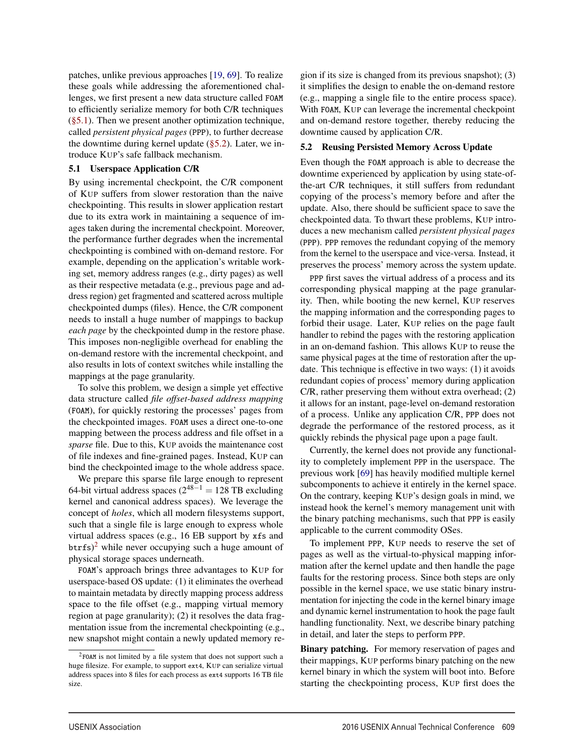patches, unlike previous approaches [19, 69]. To realize these goals while addressing the aforementioned challenges, we first present a new data structure called FOAM to efficiently serialize memory for both C/R techniques (§5.1). Then we present another optimization technique, called *persistent physical pages* (PPP), to further decrease the downtime during kernel update (§5.2). Later, we introduce KUP's safe fallback mechanism.

### 5.1 Userspace Application C/R

By using incremental checkpoint, the C/R component of KUP suffers from slower restoration than the naive checkpointing. This results in slower application restart due to its extra work in maintaining a sequence of images taken during the incremental checkpoint. Moreover, the performance further degrades when the incremental checkpointing is combined with on-demand restore. For example, depending on the application's writable working set, memory address ranges (e.g., dirty pages) as well as their respective metadata (e.g., previous page and address region) get fragmented and scattered across multiple checkpointed dumps (files). Hence, the C/R component needs to install a huge number of mappings to backup *each page* by the checkpointed dump in the restore phase. This imposes non-negligible overhead for enabling the on-demand restore with the incremental checkpoint, and also results in lots of context switches while installing the mappings at the page granularity.

To solve this problem, we design a simple yet effective data structure called *file offset-based address mapping* (FOAM), for quickly restoring the processes' pages from the checkpointed images. FOAM uses a direct one-to-one mapping between the process address and file offset in a *sparse* file. Due to this, KUP avoids the maintenance cost of file indexes and fine-grained pages. Instead, KUP can bind the checkpointed image to the whole address space.

We prepare this sparse file large enough to represent 64-bit virtual address spaces ($2^{48-1} = 128$ TB excluding kernel and canonical address spaces). We leverage the concept of *holes*, which all modern filesystems support, such that a single file is large enough to express whole virtual address spaces (e.g., 16 EB support by xfs and btrfs)[2] while never occupying such a huge amount of physical storage spaces underneath.

FOAM's approach brings three advantages to KUP for userspace-based OS update: (1) it eliminates the overhead to maintain metadata by directly mapping process address space to the file offset (e.g., mapping virtual memory region at page granularity); (2) it resolves the data fragmentation issue from the incremental checkpointing (e.g., new snapshot might contain a newly updated memory region if its size is changed from its previous snapshot); (3) it simplifies the design to enable the on-demand restore (e.g., mapping a single file to the entire process space). With FOAM, KUP can leverage the incremental checkpoint and on-demand restore together, thereby reducing the downtime caused by application C/R.

[2] FOAM is not limited by a file system that does not support such a huge filesize. For example, to support ext4, KUP can serialize virtual address spaces into 8 files for each process as ext4 supports 16 TB file size.

### 5.2 Reusing Persisted Memory Across Update

Even though the FOAM approach is able to decrease the downtime experienced by application by using state-of-the-art C/R techniques, it still suffers from redundant copying of the process's memory before and after the update. Also, there should be sufficient space to save the checkpointed data. To thwart these problems, KUP introduces a new mechanism called *persistent physical pages* (PPP). PPP removes the redundant copying of the memory from the kernel to the userspace and vice-versa. Instead, it preserves the process' memory across the system update.

PPP first saves the virtual address of a process and its corresponding physical mapping at the page granularity. Then, while booting the new kernel, KUP reserves the mapping information and the corresponding pages to forbid their usage. Later, KUP relies on the page fault handler to rebind the pages with the restoring application in an on-demand fashion. This allows KUP to reuse the same physical pages at the time of restoration after the update. This technique is effective in two ways: (1) it avoids redundant copies of process' memory during application C/R, rather preserving them without extra overhead; (2) it allows for an instant, page-level on-demand restoration of a process. Unlike any application C/R, PPP does not degrade the performance of the restored process, as it quickly rebinds the physical page upon a page fault.

Currently, the kernel does not provide any functionality to completely implement PPP in the userspace. The previous work [69] has heavily modified multiple kernel subcomponents to achieve it entirely in the kernel space. On the contrary, keeping KUP's design goals in mind, we instead hook the kernel's memory management unit with the binary patching mechanisms, such that PPP is easily applicable to the current commodity OSes.

To implement PPP, KUP needs to reserve the set of pages as well as the virtual-to-physical mapping information after the kernel update and then handle the page faults for the restoring process. Since both steps are only possible in the kernel space, we use static binary instrumentation for injecting the code in the kernel binary image and dynamic kernel instrumentation to hook the page fault handling functionality. Next, we describe binary patching in detail, and later the steps to perform PPP.

**Binary patching.** For memory reservation of pages and their mappings, KUP performs binary patching on the new kernel binary in which the system will boot into. Before starting the checkpointing process, KUP first does the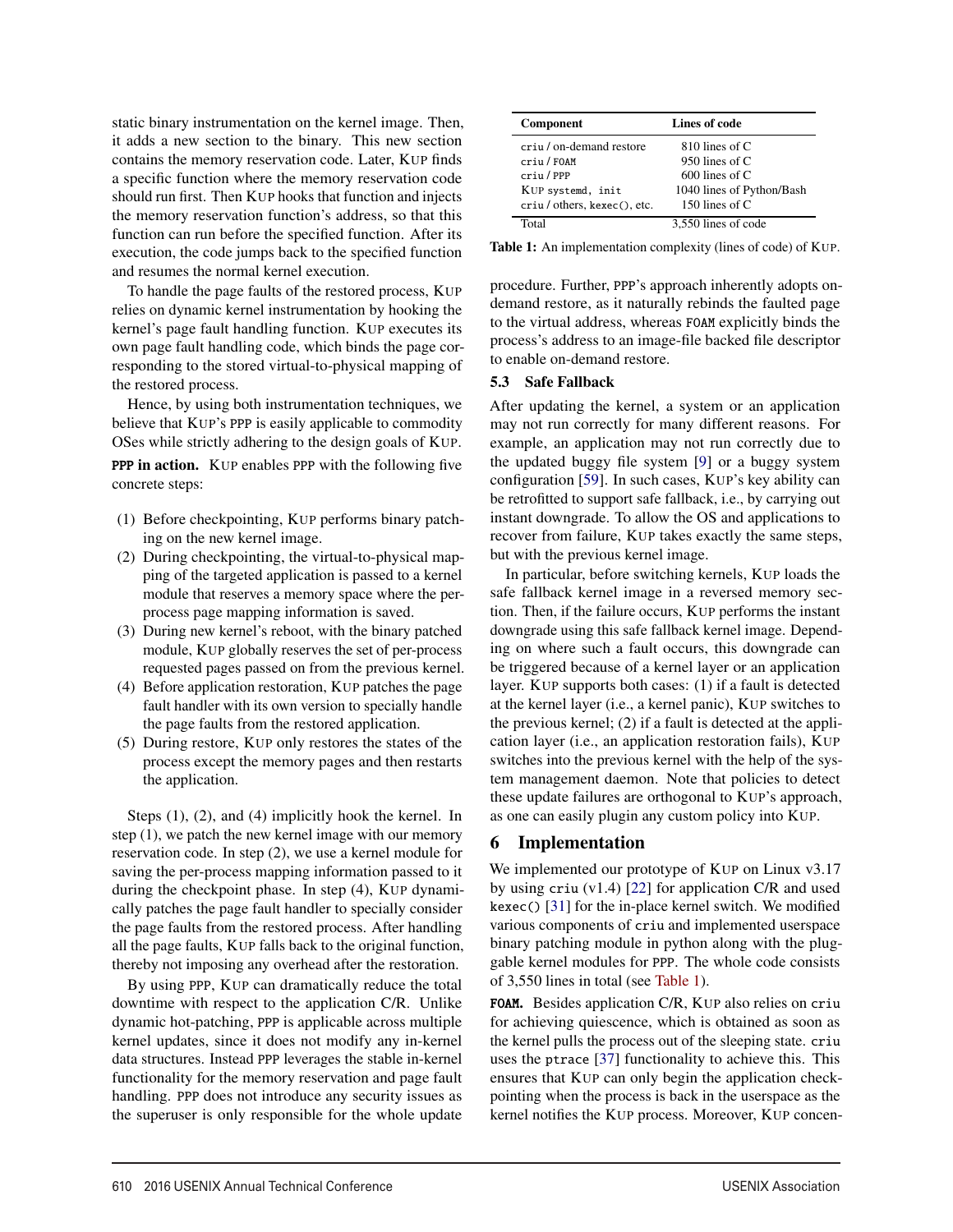static binary instrumentation on the kernel image. Then, it adds a new section to the binary. This new section contains the memory reservation code. Later, KUP finds a specific function where the memory reservation code should run first. Then KUP hooks that function and injects the memory reservation function's address, so that this function can run before the specified function. After its execution, the code jumps back to the specified function and resumes the normal kernel execution.

To handle the page faults of the restored process, KUP relies on dynamic kernel instrumentation by hooking the kernel's page fault handling function. KUP executes its own page fault handling code, which binds the page corresponding to the stored virtual-to-physical mapping of the restored process.

Hence, by using both instrumentation techniques, we believe that KUP's PPP is easily applicable to commodity OSes while strictly adhering to the design goals of KUP.

**PPP in action.** KUP enables PPP with the following five concrete steps:

1. Before checkpointing, KUP performs binary patching on the new kernel image.
2. During checkpointing, the virtual-to-physical mapping of the targeted application is passed to a kernel module that reserves a memory space where the per-process page mapping information is saved.
3. During new kernel's reboot, with the binary patched module, KUP globally reserves the set of per-process requested pages passed on from the previous kernel.
4. Before application restoration, KUP patches the page fault handler with its own version to specially handle the page faults from the restored application.
5. During restore, KUP only restores the states of the process except the memory pages and then restarts the application.

Steps (1), (2), and (4) implicitly hook the kernel. In step (1), we patch the new kernel image with our memory reservation code. In step (2), we use a kernel module for saving the per-process mapping information passed to it during the checkpoint phase. In step (4), KUP dynamically patches the page fault handler to specially consider the page faults from the restored process. After handling all the page faults, KUP falls back to the original function, thereby not imposing any overhead after the restoration.

By using PPP, KUP can dramatically reduce the total downtime with respect to the application C/R. Unlike dynamic hot-patching, PPP is applicable across multiple kernel updates, since it does not modify any in-kernel data structures. Instead PPP leverages the stable in-kernel functionality for the memory reservation and page fault handling. PPP does not introduce any security issues as the superuser is only responsible for the whole update procedure. Further, PPP's approach inherently adopts on-demand restore, as it naturally rebinds the faulted page to the virtual address, whereas FOAM explicitly binds the process's address to an image-file backed file descriptor to enable on-demand restore.

| Component | Lines of code |
|---|---|
| criu / on-demand restore | 810 lines of C |
| criu / FOAM | 950 lines of C |
| criu / PPP | 600 lines of C |
| KUP systemd, init | 1040 lines of Python/Bash |
| criu / others, kexec(), etc. | 150 lines of C |
| Total | 3,550 lines of code |

**Table 1:** An implementation complexity (lines of code) of KUP.

### 5.3 Safe Fallback

After updating the kernel, a system or an application may not run correctly for many different reasons. For example, an application may not run correctly due to the updated buggy file system [9] or a buggy system configuration [59]. In such cases, KUP's key ability can be retrofitted to support safe fallback, i.e., by carrying out instant downgrade. To allow the OS and applications to recover from failure, KUP takes exactly the same steps, but with the previous kernel image.

In particular, before switching kernels, KUP loads the safe fallback kernel image in a reversed memory section. Then, if the failure occurs, KUP performs the instant downgrade using this safe fallback kernel image. Depending on where such a fault occurs, this downgrade can be triggered because of a kernel layer or an application layer. KUP supports both cases: (1) if a fault is detected at the kernel layer (i.e., a kernel panic), KUP switches to the previous kernel; (2) if a fault is detected at the application layer (i.e., an application restoration fails), KUP switches into the previous kernel with the help of the system management daemon. Note that policies to detect these update failures are orthogonal to KUP's approach, as one can easily plugin any custom policy into KUP.

## 6 Implementation

We implemented our prototype of KUP on Linux v3.17 by using criu (v1.4) [22] for application C/R and used kexec() [31] for the in-place kernel switch. We modified various components of criu and implemented userspace binary patching module in python along with the pluggable kernel modules for PPP. The whole code consists of 3,550 lines in total (see Table 1).

**FOAM.** Besides application C/R, KUP also relies on criu for achieving quiescence, which is obtained as soon as the kernel pulls the process out of the sleeping state. criu uses the ptrace [37] functionality to achieve this. This ensures that KUP can only begin the application checkpointing when the process is back in the userspace as the kernel notifies the KUP process. Moreover, KUP concen-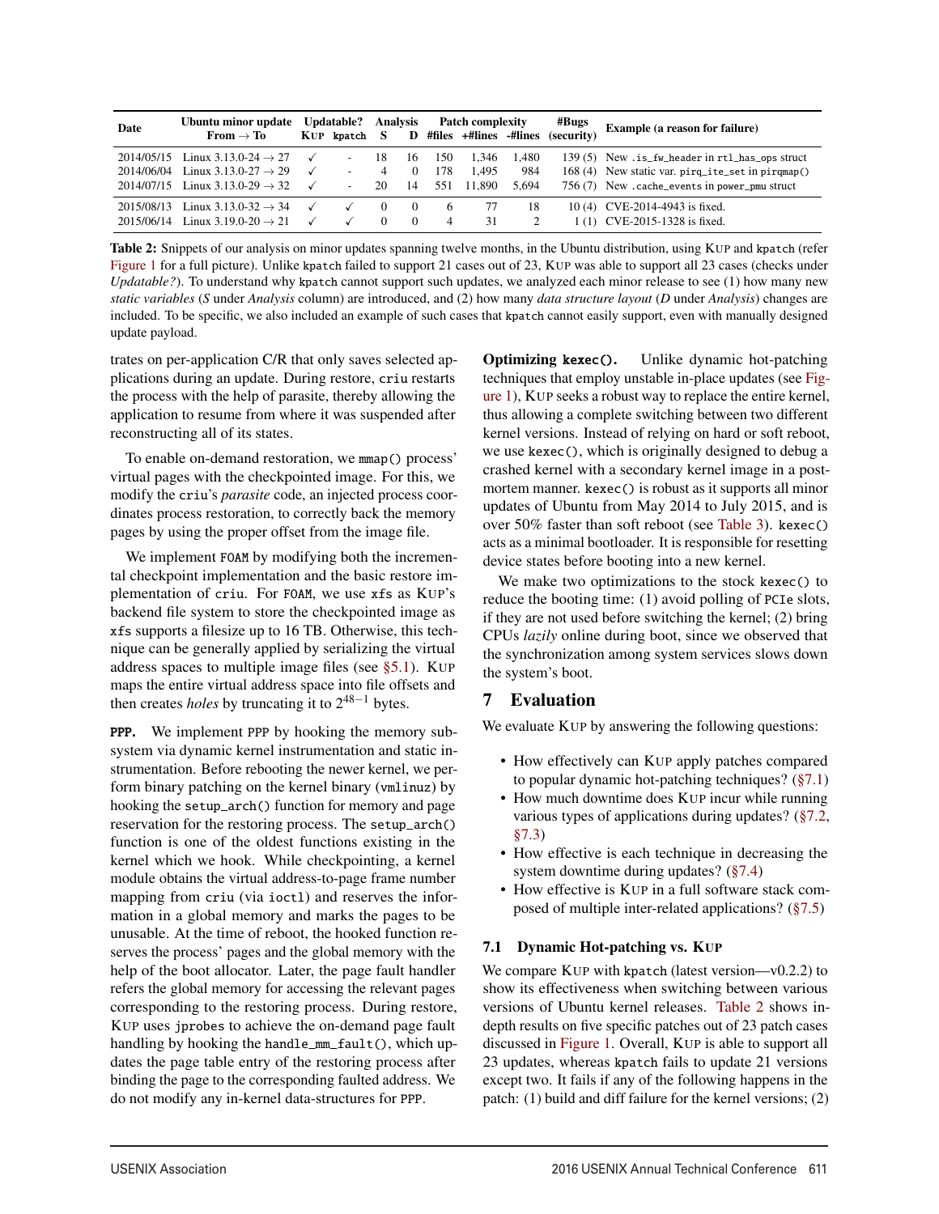| Date | Ubuntu minor update From → To | Updatable? | | Analysis | | Patch complexity | | | #Bugs (security) | Example (a reason for failure) |
|---|---|---|---|---|---|---|---|---|---|---|
| | | KUP | kpatch | S | D | #files | +#lines | -#lines | | |
| 2014/05/15 | Linux 3.13.0-24 → 27 | ✓ | - | 18 | 16 | 150 | 1,346 | 1,480 | 139 (5) | New `.is_fw_header` in `rtl_has_ops` struct |
| 2014/06/04 | Linux 3.13.0-27 → 29 | ✓ | - | 4 | 0 | 178 | 1,495 | 984 | 168 (4) | New static var. `pirq_ite_set` in `pirqmap()` |
| 2014/07/15 | Linux 3.13.0-29 → 32 | ✓ | - | 20 | 14 | 551 | 11,890 | 5,694 | 756 (7) | New `.cache_events` in `power_pmu` struct |
| 2015/08/13 | Linux 3.13.0-32 → 34 | ✓ | ✓ | 0 | 0 | 6 | 77 | 18 | 10 (4) | CVE-2014-4943 is fixed. |
| 2015/06/14 | Linux 3.19.0-20 → 21 | ✓ | ✓ | 0 | 0 | 4 | 31 | 2 | 1 (1) | CVE-2015-1328 is fixed. |

**Table 2:** Snippets of our analysis on minor updates spanning twelve months, in the Ubuntu distribution, using KUP and `kpatch` (refer Figure 1 for a full picture). Unlike `kpatch` failed to support 21 cases out of 23, KUP was able to support all 23 cases (checks under *Updatable?*). To understand why `kpatch` cannot support such updates, we analyzed each minor release to see (1) how many new *static variables* (*S* under *Analysis* column) are introduced, and (2) how many *data structure layout* (*D* under *Analysis*) changes are included. To be specific, we also included an example of such cases that `kpatch` cannot easily support, even with manually designed update payload.

trates on per-application C/R that only saves selected applications during an update. During restore, `criu` restarts the process with the help of parasite, thereby allowing the application to resume from where it was suspended after reconstructing all of its states.

To enable on-demand restoration, we `mmap()` process' virtual pages with the checkpointed image. For this, we modify the `criu`'s *parasite* code, an injected process coordinates process restoration, to correctly back the memory pages by using the proper offset from the image file.

We implement `FOAM` by modifying both the incremental checkpoint implementation and the basic restore implementation of `criu`. For `FOAM`, we use `xfs` as KUP's backend file system to store the checkpointed image as `xfs` supports a filesize up to 16 TB. Otherwise, this technique can be generally applied by serializing the virtual address spaces to multiple image files (see §5.1). KUP maps the entire virtual address space into file offsets and then creates *holes* by truncating it to $2^{48-1}$ bytes.

**`PPP`.** We implement `PPP` by hooking the memory subsystem via dynamic kernel instrumentation and static instrumentation. Before rebooting the newer kernel, we perform binary patching on the kernel binary (`vmlinuz`) by hooking the `setup_arch()` function for memory and page reservation for the restoring process. The `setup_arch()` function is one of the oldest functions existing in the kernel which we hook. While checkpointing, a kernel module obtains the virtual address-to-page frame number mapping from `criu` (via `ioctl`) and reserves the information in a global memory and marks the pages to be unusable. At the time of reboot, the hooked function reserves the process' pages and the global memory with the help of the boot allocator. Later, the page fault handler refers the global memory for accessing the relevant pages corresponding to the restoring process. During restore, KUP uses `jprobes` to achieve the on-demand page fault handling by hooking the `handle_mm_fault()`, which updates the page table entry of the restoring process after binding the page to the corresponding faulted address. We do not modify any in-kernel data-structures for `PPP`.

**Optimizing `kexec()`.** Unlike dynamic hot-patching techniques that employ unstable in-place updates (see Figure 1), KUP seeks a robust way to replace the entire kernel, thus allowing a complete switching between two different kernel versions. Instead of relying on hard or soft reboot, we use `kexec()`, which is originally designed to debug a crashed kernel with a secondary kernel image in a postmortem manner. `kexec()` is robust as it supports all minor updates of Ubuntu from May 2014 to July 2015, and is over 50% faster than soft reboot (see Table 3). `kexec()` acts as a minimal bootloader. It is responsible for resetting device states before booting into a new kernel.

We make two optimizations to the stock `kexec()` to reduce the booting time: (1) avoid polling of `PCIe` slots, if they are not used before switching the kernel; (2) bring CPUs *lazily* online during boot, since we observed that the synchronization among system services slows down the system's boot.

## 7 Evaluation

We evaluate KUP by answering the following questions:

- How effectively can KUP apply patches compared to popular dynamic hot-patching techniques? (§7.1)
- How much downtime does KUP incur while running various types of applications during updates? (§7.2, §7.3)
- How effective is each technique in decreasing the system downtime during updates? (§7.4)
- How effective is KUP in a full software stack composed of multiple inter-related applications? (§7.5)

### 7.1 Dynamic Hot-patching vs. KUP

We compare KUP with `kpatch` (latest version—v0.2.2) to show its effectiveness when switching between various versions of Ubuntu kernel releases. Table 2 shows indepth results on five specific patches out of 23 patch cases discussed in Figure 1. Overall, KUP is able to support all 23 updates, whereas `kpatch` fails to update 21 versions except two. It fails if any of the following happens in the patch: (1) build and diff failure for the kernel versions; (2)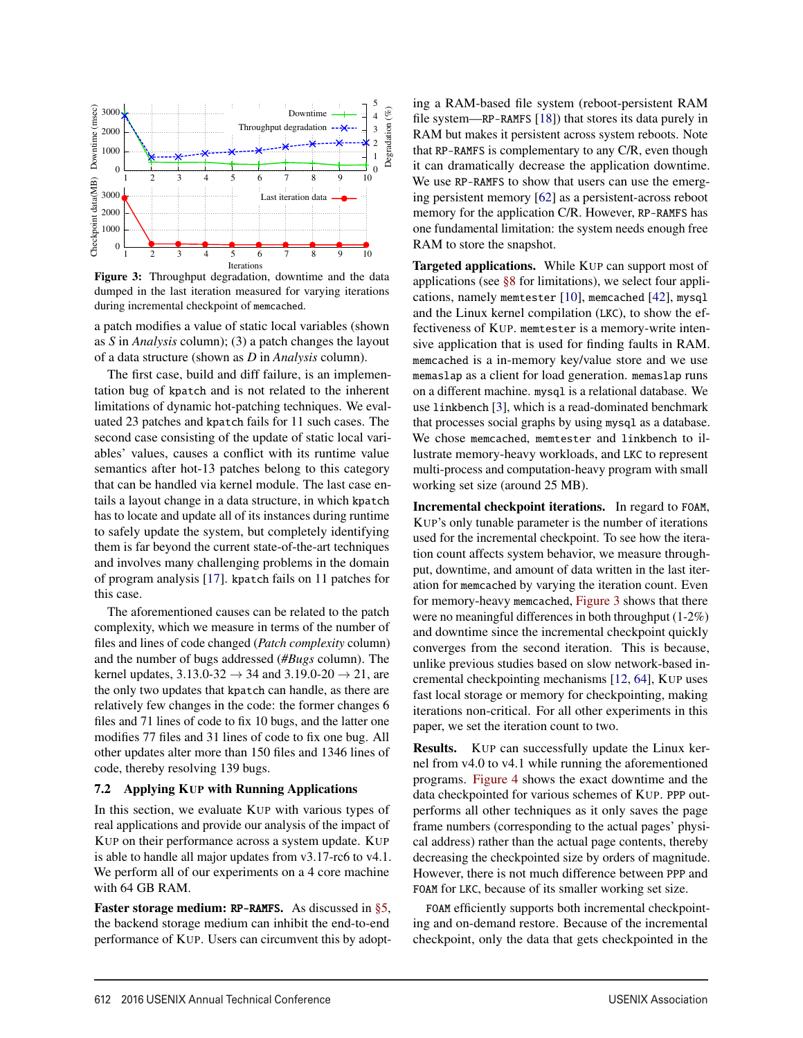**Figure 3:** Throughput degradation, downtime and the data dumped in the last iteration measured for varying iterations during incremental checkpoint of `memcached`.

a patch modifies a value of static local variables (shown as *S* in *Analysis* column); (3) a patch changes the layout of a data structure (shown as *D* in *Analysis* column).

The first case, build and diff failure, is an implementation bug of `kpatch` and is not related to the inherent limitations of dynamic hot-patching techniques. We evaluated 23 patches and `kpatch` fails for 11 such cases. The second case consisting of the update of static local variables' values, causes a conflict with its runtime value semantics after hot-13 patches belong to this category that can be handled via kernel module. The last case entails a layout change in a data structure, in which `kpatch` has to locate and update all of its instances during runtime to safely update the system, but completely identifying them is far beyond the current state-of-the-art techniques and involves many challenging problems in the domain of program analysis [17]. `kpatch` fails on 11 patches for this case.

The aforementioned causes can be related to the patch complexity, which we measure in terms of the number of files and lines of code changed (*Patch complexity* column) and the number of bugs addressed (*#Bugs* column). The kernel updates, 3.13.0-32 → 34 and 3.19.0-20 → 21, are the only two updates that `kpatch` can handle, as there are relatively few changes in the code: the former changes 6 files and 71 lines of code to fix 10 bugs, and the latter one modifies 77 files and 31 lines of code to fix one bug. All other updates alter more than 150 files and 1346 lines of code, thereby resolving 139 bugs.

### 7.2 Applying KUP with Running Applications

In this section, we evaluate KUP with various types of real applications and provide our analysis of the impact of KUP on their performance across a system update. KUP is able to handle all major updates from v3.17-rc6 to v4.1. We perform all of our experiments on a 4 core machine with 64 GB RAM.

**Faster storage medium: `RP-RAMFS`.** As discussed in §5, the backend storage medium can inhibit the end-to-end performance of KUP. Users can circumvent this by adopting a RAM-based file system (reboot-persistent RAM file system—`RP-RAMFS` [18]) that stores its data purely in RAM but makes it persistent across system reboots. Note that `RP-RAMFS` is complementary to any C/R, even though it can dramatically decrease the application downtime. We use `RP-RAMFS` to show that users can use the emerging persistent memory [62] as a persistent-across reboot memory for the application C/R. However, `RP-RAMFS` has one fundamental limitation: the system needs enough free RAM to store the snapshot.

**Targeted applications.** While KUP can support most of applications (see §8 for limitations), we select four applications, namely `memtester` [10], `memcached` [42], `mysql` and the Linux kernel compilation (`LKC`), to show the effectiveness of KUP. `memtester` is a memory-write intensive application that is used for finding faults in RAM. `memcached` is a in-memory key/value store and we use `memaslap` as a client for load generation. `memaslap` runs on a different machine. `mysql` is a relational database. We use `linkbench` [3], which is a read-dominated benchmark that processes social graphs by using `mysql` as a database. We chose `memcached`, `memtester` and `linkbench` to illustrate memory-heavy workloads, and `LKC` to represent multi-process and computation-heavy program with small working set size (around 25 MB).

**Incremental checkpoint iterations.** In regard to `FOAM`, KUP's only tunable parameter is the number of iterations used for the incremental checkpoint. To see how the iteration count affects system behavior, we measure throughput, downtime, and amount of data written in the last iteration for `memcached` by varying the iteration count. Even for memory-heavy `memcached`, Figure 3 shows that there were no meaningful differences in both throughput (1-2%) and downtime since the incremental checkpoint quickly converges from the second iteration. This is because, unlike previous studies based on slow network-based incremental checkpointing mechanisms [12, 64], KUP uses fast local storage or memory for checkpointing, making iterations non-critical. For all other experiments in this paper, we set the iteration count to two.

**Results.** KUP can successfully update the Linux kernel from v4.0 to v4.1 while running the aforementioned programs. Figure 4 shows the exact downtime and the data checkpointed for various schemes of KUP. `PPP` outperforms all other techniques as it only saves the page frame numbers (corresponding to the actual pages' physical address) rather than the actual page contents, thereby decreasing the checkpointed size by orders of magnitude. However, there is not much difference between `PPP` and `FOAM` for `LKC`, because of its smaller working set size.

`FOAM` efficiently supports both incremental checkpointing and on-demand restore. Because of the incremental checkpoint, only the data that gets checkpointed in the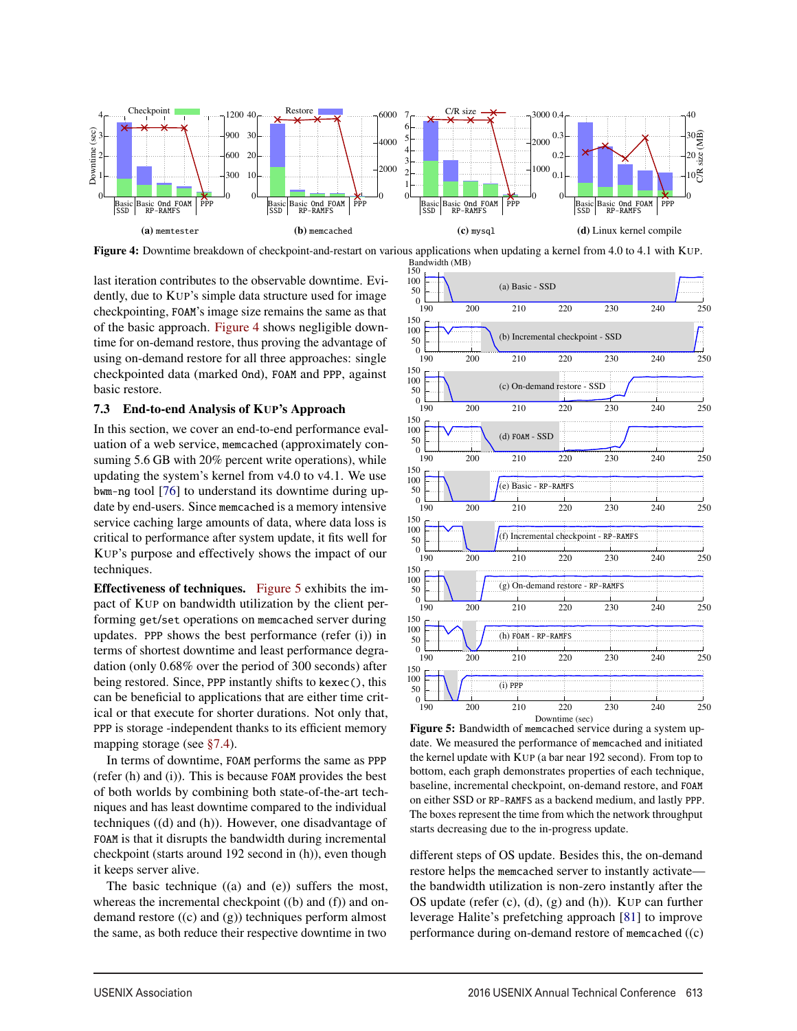**Figure 4:** Downtime breakdown of checkpoint-and-restart on various applications when updating a kernel from 4.0 to 4.1 with KUP.

last iteration contributes to the observable downtime. Evidently, due to KUP's simple data structure used for image checkpointing, FOAM's image size remains the same as that of the basic approach. Figure 4 shows negligible downtime for on-demand restore, thus proving the advantage of using on-demand restore for all three approaches: single checkpointed data (marked Ond), FOAM and PPP, against basic restore.

### 7.3 End-to-end Analysis of KUP's Approach

In this section, we cover an end-to-end performance evaluation of a web service, memcached (approximately consuming 5.6 GB with 20% percent write operations), while updating the system's kernel from v4.0 to v4.1. We use bwm-ng tool [76] to understand its downtime during update by end-users. Since memcached is a memory intensive service caching large amounts of data, where data loss is critical to performance after system update, it fits well for KUP's purpose and effectively shows the impact of our techniques.

**Effectiveness of techniques.** Figure 5 exhibits the impact of KUP on bandwidth utilization by the client performing get/set operations on memcached server during updates. PPP shows the best performance (refer (i)) in terms of shortest downtime and least performance degradation (only 0.68% over the period of 300 seconds) after being restored. Since, PPP instantly shifts to kexec(), this can be beneficial to applications that are either time critical or that execute for shorter durations. Not only that, PPP is storage -independent thanks to its efficient memory mapping storage (see §7.4).

In terms of downtime, FOAM performs the same as PPP (refer (h) and (i)). This is because FOAM provides the best of both worlds by combining both state-of-the-art techniques and has least downtime compared to the individual techniques ((d) and (h)). However, one disadvantage of FOAM is that it disrupts the bandwidth during incremental checkpoint (starts around 192 second in (h)), even though it keeps server alive.

The basic technique ((a) and (e)) suffers the most, whereas the incremental checkpoint ((b) and (f)) and on-demand restore ((c) and (g)) techniques perform almost the same, as both reduce their respective downtime in two different steps of OS update. Besides this, the on-demand restore helps the memcached server to instantly activate—the bandwidth utilization is non-zero instantly after the OS update (refer (c), (d), (g) and (h)). KUP can further leverage Halite's prefetching approach [81] to improve performance during on-demand restore of memcached ((c)

**Figure 5:** Bandwidth of memcached service during a system update. We measured the performance of memcached and initiated the kernel update with KUP (a bar near 192 second). From top to bottom, each graph demonstrates properties of each technique, baseline, incremental checkpoint, on-demand restore, and FOAM on either SSD or RP-RAMFS as a backend medium, and lastly PPP. The boxes represent the time from which the network throughput starts decreasing due to the in-progress update.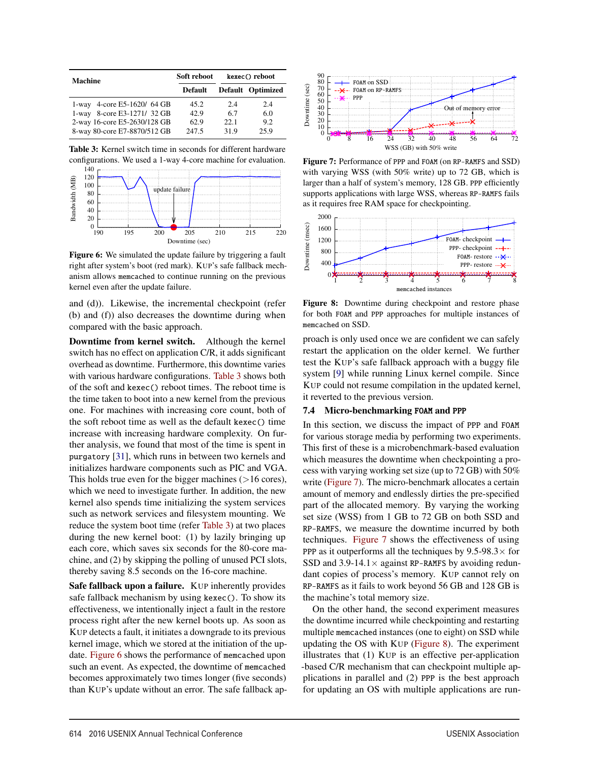| Machine | Soft reboot | kexec() reboot | |
|---|---|---|---|
| | Default | Default | Optimized |
| 1-way 4-core E5-1620/ 64 GB | 45.2 | 2.4 | 2.4 |
| 1-way 8-core E3-1271/ 32 GB | 42.9 | 6.7 | 6.0 |
| 2-way 16-core E5-2630/128 GB | 62.9 | 22.1 | 9.2 |
| 8-way 80-core E7-8870/512 GB | 247.5 | 31.9 | 25.9 |

**Table 3:** Kernel switch time in seconds for different hardware configurations. We used a 1-way 4-core machine for evaluation.

**Figure 6:** We simulated the update failure by triggering a fault right after system's boot (red mark). KUP's safe fallback mechanism allows `memcached` to continue running on the previous kernel even after the update failure.

and (d)). Likewise, the incremental checkpoint (refer (b) and (f)) also decreases the downtime during when compared with the basic approach.

**Downtime from kernel switch.** Although the kernel switch has no effect on application C/R, it adds significant overhead as downtime. Furthermore, this downtime varies with various hardware configurations. Table 3 shows both of the soft and `kexec()` reboot times. The reboot time is the time taken to boot into a new kernel from the previous one. For machines with increasing core count, both of the soft reboot time as well as the default `kexec()` time increase with increasing hardware complexity. On further analysis, we found that most of the time is spent in `purgatory` [31], which runs in between two kernels and initializes hardware components such as PIC and VGA. This holds true even for the bigger machines (>16 cores), which we need to investigate further. In addition, the new kernel also spends time initializing the system services such as network services and filesystem mounting. We reduce the system boot time (refer Table 3) at two places during the new kernel boot: (1) by lazily bringing up each core, which saves six seconds for the 80-core machine, and (2) by skipping the polling of unused PCI slots, thereby saving 8.5 seconds on the 16-core machine.

**Safe fallback upon a failure.** KUP inherently provides safe fallback mechanism by using `kexec()`. To show its effectiveness, we intentionally inject a fault in the restore process right after the new kernel boots up. As soon as KUP detects a fault, it initiates a downgrade to its previous kernel image, which we stored at the initiation of the update. Figure 6 shows the performance of `memcached` upon such an event. As expected, the downtime of `memcached` becomes approximately two times longer (five seconds) than KUP's update without an error. The safe fallback approach is only used once we are confident we can safely restart the application on the older kernel. We further test the KUP's safe fallback approach with a buggy file system [9] while running Linux kernel compile. Since KUP could not resume compilation in the updated kernel, it reverted to the previous version.

**Figure 7:** Performance of `PPP` and `FOAM` (on `RP-RAMFS` and SSD) with varying WSS (with 50% write) up to 72 GB, which is larger than a half of system's memory, 128 GB. `PPP` efficiently supports applications with large WSS, whereas `RP-RAMFS` fails as it requires free RAM space for checkpointing.

**Figure 8:** Downtime during checkpoint and restore phase for both `FOAM` and `PPP` approaches for multiple instances of `memcached` on SSD.

### 7.4 Micro-benchmarking FOAM and PPP

In this section, we discuss the impact of `PPP` and `FOAM` for various storage media by performing two experiments. This first of these is a microbenchmark-based evaluation which measures the downtime when checkpointing a process with varying working set size (up to 72 GB) with 50% write (Figure 7). The micro-benchmark allocates a certain amount of memory and endlessly dirties the pre-specified part of the allocated memory. By varying the working set size (WSS) from 1 GB to 72 GB on both SSD and `RP-RAMFS`, we measure the downtime incurred by both techniques. Figure 7 shows the effectiveness of using `PPP` as it outperforms all the techniques by 9.5-98.3× for SSD and 3.9-14.1× against `RP-RAMFS` by avoiding redundant copies of process's memory. KUP cannot rely on `RP-RAMFS` as it fails to work beyond 56 GB and 128 GB is the machine's total memory size.

On the other hand, the second experiment measures the downtime incurred while checkpointing and restarting multiple `memcached` instances (one to eight) on SSD while updating the OS with KUP (Figure 8). The experiment illustrates that (1) KUP is an effective per-application -based C/R mechanism that can checkpoint multiple applications in parallel and (2) `PPP` is the best approach for updating an OS with multiple applications are run-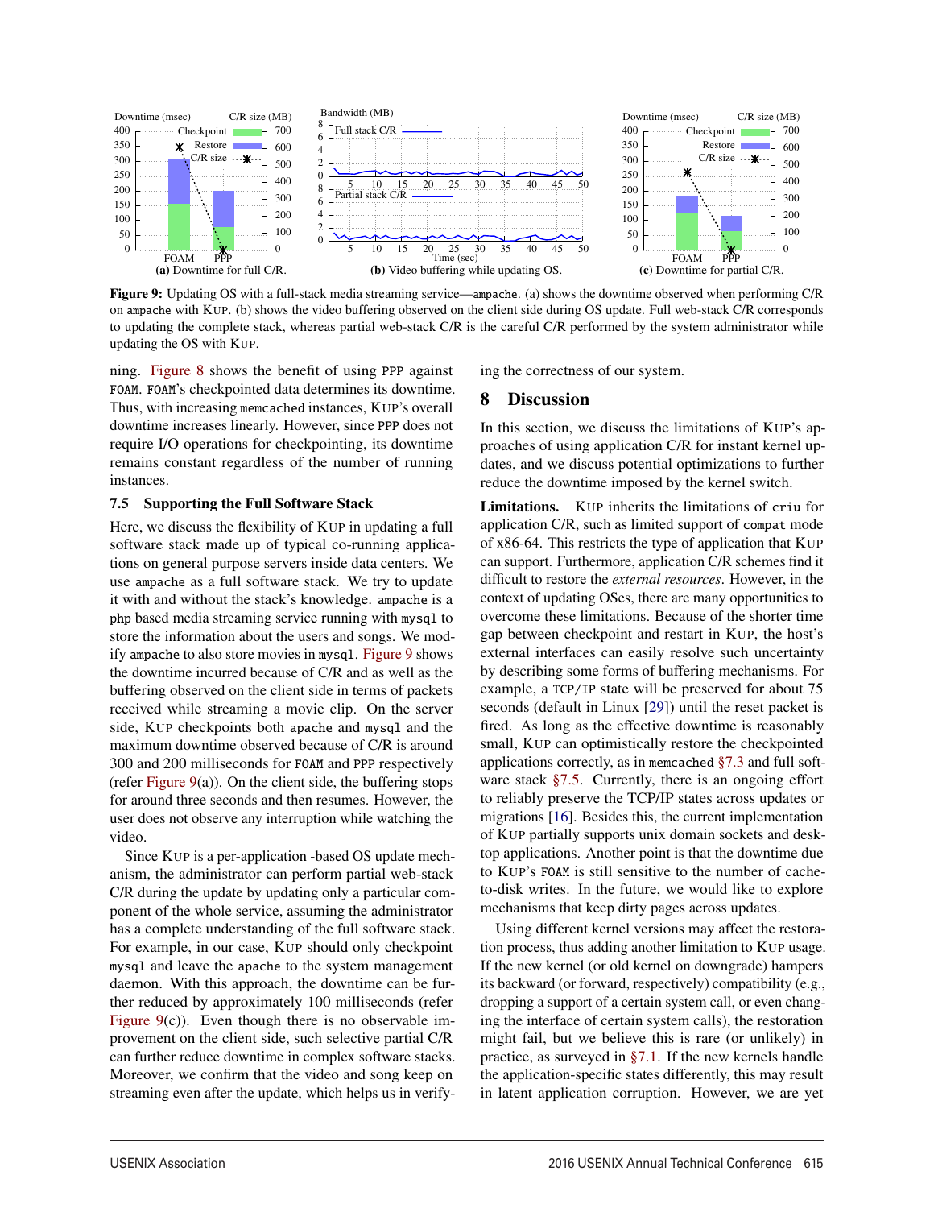**Figure 9:** Updating OS with a full-stack media streaming service—ampache. (a) shows the downtime observed when performing C/R on ampache with KUP. (b) shows the video buffering observed on the client side during OS update. Full web-stack C/R corresponds to updating the complete stack, whereas partial web-stack C/R is the careful C/R performed by the system administrator while updating the OS with KUP.

ning. Figure 8 shows the benefit of using PPP against FOAM. FOAM's checkpointed data determines its downtime. Thus, with increasing memcached instances, KUP's overall downtime increases linearly. However, since PPP does not require I/O operations for checkpointing, its downtime remains constant regardless of the number of running instances.

### 7.5 Supporting the Full Software Stack

Here, we discuss the flexibility of KUP in updating a full software stack made up of typical co-running applications on general purpose servers inside data centers. We use ampache as a full software stack. We try to update it with and without the stack's knowledge. ampache is a php based media streaming service running with mysql to store the information about the users and songs. We modify ampache to also store movies in mysql. Figure 9 shows the downtime incurred because of C/R and as well as the buffering observed on the client side in terms of packets received while streaming a movie clip. On the server side, KUP checkpoints both apache and mysql and the maximum downtime observed because of C/R is around 300 and 200 milliseconds for FOAM and PPP respectively (refer Figure 9(a)). On the client side, the buffering stops for around three seconds and then resumes. However, the user does not observe any interruption while watching the video.

Since KUP is a per-application -based OS update mechanism, the administrator can perform partial web-stack C/R during the update by updating only a particular component of the whole service, assuming the administrator has a complete understanding of the full software stack. For example, in our case, KUP should only checkpoint mysql and leave the apache to the system management daemon. With this approach, the downtime can be further reduced by approximately 100 milliseconds (refer Figure 9(c)). Even though there is no observable improvement on the client side, such selective partial C/R can further reduce downtime in complex software stacks. Moreover, we confirm that the video and song keep on streaming even after the update, which helps us in verifying the correctness of our system.

## 8 Discussion

In this section, we discuss the limitations of KUP's approaches of using application C/R for instant kernel updates, and we discuss potential optimizations to further reduce the downtime imposed by the kernel switch.

**Limitations.** KUP inherits the limitations of criu for application C/R, such as limited support of compat mode of x86-64. This restricts the type of application that KUP can support. Furthermore, application C/R schemes find it difficult to restore the *external resources*. However, in the context of updating OSes, there are many opportunities to overcome these limitations. Because of the shorter time gap between checkpoint and restart in KUP, the host's external interfaces can easily resolve such uncertainty by describing some forms of buffering mechanisms. For example, a TCP/IP state will be preserved for about 75 seconds (default in Linux [29]) until the reset packet is fired. As long as the effective downtime is reasonably small, KUP can optimistically restore the checkpointed applications correctly, as in memcached §7.3 and full software stack §7.5. Currently, there is an ongoing effort to reliably preserve the TCP/IP states across updates or migrations [16]. Besides this, the current implementation of KUP partially supports unix domain sockets and desktop applications. Another point is that the downtime due to KUP's FOAM is still sensitive to the number of cache-to-disk writes. In the future, we would like to explore mechanisms that keep dirty pages across updates.

Using different kernel versions may affect the restoration process, thus adding another limitation to KUP usage. If the new kernel (or old kernel on downgrade) hampers its backward (or forward, respectively) compatibility (e.g., dropping a support of a certain system call, or even changing the interface of certain system calls), the restoration might fail, but we believe this is rare (or unlikely) in practice, as surveyed in §7.1. If the new kernels handle the application-specific states differently, this may result in latent application corruption. However, we are yet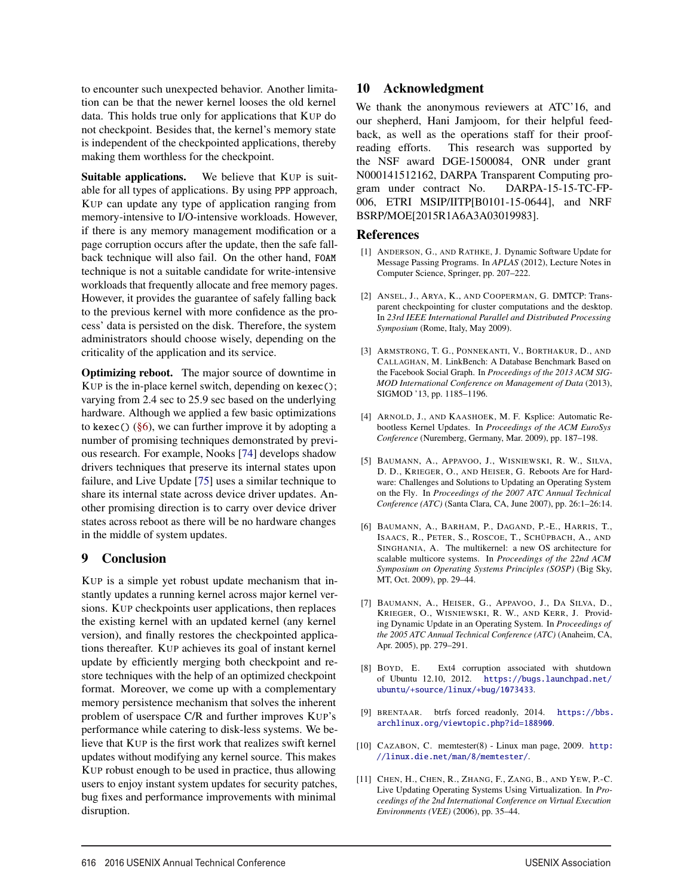to encounter such unexpected behavior. Another limitation can be that the newer kernel looses the old kernel data. This holds true only for applications that KUP do not checkpoint. Besides that, the kernel's memory state is independent of the checkpointed applications, thereby making them worthless for the checkpoint.

**Suitable applications.** We believe that KUP is suitable for all types of applications. By using PPP approach, KUP can update any type of application ranging from memory-intensive to I/O-intensive workloads. However, if there is any memory management modification or a page corruption occurs after the update, then the safe fallback technique will also fail. On the other hand, FOAM technique is not a suitable candidate for write-intensive workloads that frequently allocate and free memory pages. However, it provides the guarantee of safely falling back to the previous kernel with more confidence as the process' data is persisted on the disk. Therefore, the system administrators should choose wisely, depending on the criticality of the application and its service.

**Optimizing reboot.** The major source of downtime in KUP is the in-place kernel switch, depending on `kexec()`; varying from 2.4 sec to 25.9 sec based on the underlying hardware. Although we applied a few basic optimizations to `kexec()` (§6), we can further improve it by adopting a number of promising techniques demonstrated by previous research. For example, Nooks [74] develops shadow drivers techniques that preserve its internal states upon failure, and Live Update [75] uses a similar technique to share its internal state across device driver updates. Another promising direction is to carry over device driver states across reboot as there will be no hardware changes in the middle of system updates.

## 9 Conclusion

KUP is a simple yet robust update mechanism that instantly updates a running kernel across major kernel versions. KUP checkpoints user applications, then replaces the existing kernel with an updated kernel (any kernel version), and finally restores the checkpointed applications thereafter. KUP achieves its goal of instant kernel update by efficiently merging both checkpoint and restore techniques with the help of an optimized checkpoint format. Moreover, we come up with a complementary memory persistence mechanism that solves the inherent problem of userspace C/R and further improves KUP's performance while catering to disk-less systems. We believe that KUP is the first work that realizes swift kernel updates without modifying any kernel source. This makes KUP robust enough to be used in practice, thus allowing users to enjoy instant system updates for security patches, bug fixes and performance improvements with minimal disruption.

## 10 Acknowledgment

We thank the anonymous reviewers at ATC'16, and our shepherd, Hani Jamjoom, for their helpful feedback, as well as the operations staff for their proofreading efforts. This research was supported by the NSF award DGE-1500084, ONR under grant N000141512162, DARPA Transparent Computing program under contract No. DARPA-15-15-TC-FP-006, ETRI MSIP/IITP[B0101-15-0644], and NRF BSRP/MOE[2015R1A6A3A03019983].

## References

[1] ANDERSON, G., AND RATHKE, J. Dynamic Software Update for Message Passing Programs. In *APLAS* (2012), Lecture Notes in Computer Science, Springer, pp. 207–222.

[2] ANSEL, J., ARYA, K., AND COOPERMAN, G. DMTCP: Transparent checkpointing for cluster computations and the desktop. In *23rd IEEE International Parallel and Distributed Processing Symposium* (Rome, Italy, May 2009).

[3] ARMSTRONG, T. G., PONNEKANTI, V., BORTHAKUR, D., AND CALLAGHAN, M. LinkBench: A Database Benchmark Based on the Facebook Social Graph. In *Proceedings of the 2013 ACM SIGMOD International Conference on Management of Data* (2013), SIGMOD '13, pp. 1185–1196.

[4] ARNOLD, J., AND KAASHOEK, M. F. Ksplice: Automatic Rebootless Kernel Updates. In *Proceedings of the ACM EuroSys Conference* (Nuremberg, Germany, Mar. 2009), pp. 187–198.

[5] BAUMANN, A., APPAVOO, J., WISNIEWSKI, R. W., SILVA, D. D., KRIEGER, O., AND HEISER, G. Reboots Are for Hardware: Challenges and Solutions to Updating an Operating System on the Fly. In *Proceedings of the 2007 ATC Annual Technical Conference (ATC)* (Santa Clara, CA, June 2007), pp. 26:1–26:14.

[6] BAUMANN, A., BARHAM, P., DAGAND, P.-E., HARRIS, T., ISAACS, R., PETER, S., ROSCOE, T., SCHÜPBACH, A., AND SINGHANIA, A. The multikernel: a new OS architecture for scalable multicore systems. In *Proceedings of the 22nd ACM Symposium on Operating Systems Principles (SOSP)* (Big Sky, MT, Oct. 2009), pp. 29–44.

[7] BAUMANN, A., HEISER, G., APPAVOO, J., DA SILVA, D., KRIEGER, O., WISNIEWSKI, R. W., AND KERR, J. Providing Dynamic Update in an Operating System. In *Proceedings of the 2005 ATC Annual Technical Conference (ATC)* (Anaheim, CA, Apr. 2005), pp. 279–291.

[8] BOYD, E. Ext4 corruption associated with shutdown of Ubuntu 12.10, 2012. https://bugs.launchpad.net/ubuntu/+source/linux/+bug/1073433.

[9] BRENTAAR. btrfs forced readonly, 2014. https://bbs.archlinux.org/viewtopic.php?id=188900.

[10] CAZABON, C. memtester(8) - Linux man page, 2009. http://linux.die.net/man/8/memtester/.

[11] CHEN, H., CHEN, R., ZHANG, F., ZANG, B., AND YEW, P.-C. Live Updating Operating Systems Using Virtualization. In *Proceedings of the 2nd International Conference on Virtual Execution Environments (VEE)* (2006), pp. 35–44.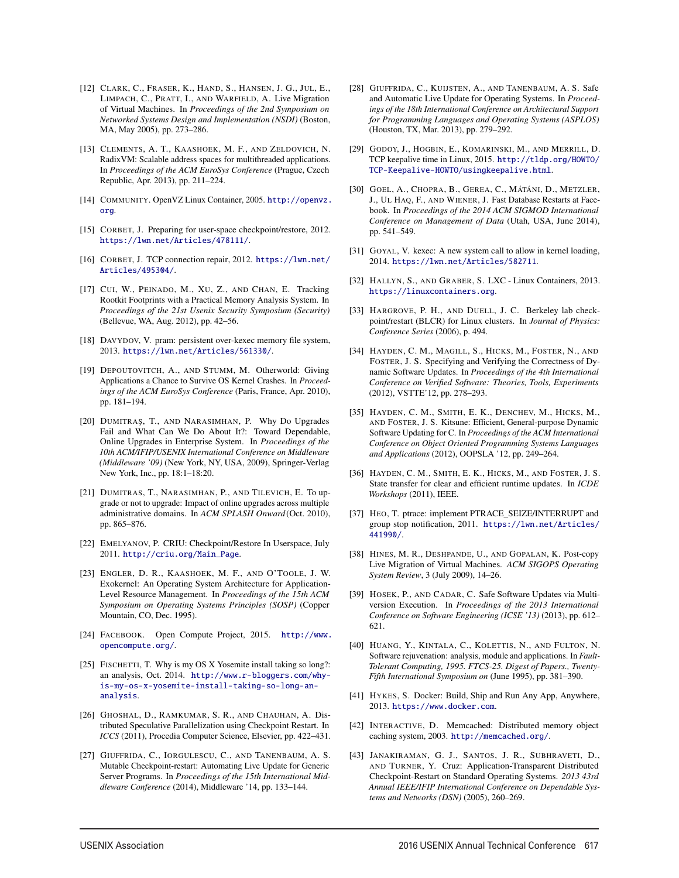[12] Clark, C., Fraser, K., Hand, S., Hansen, J. G., Jul, E., Limpach, C., Pratt, I., and Warfield, A. Live Migration of Virtual Machines. In *Proceedings of the 2nd Symposium on Networked Systems Design and Implementation (NSDI)* (Boston, MA, May 2005), pp. 273–286.

[13] Clements, A. T., Kaashoek, M. F., and Zeldovich, N. RadixVM: Scalable address spaces for multithreaded applications. In *Proceedings of the ACM EuroSys Conference* (Prague, Czech Republic, Apr. 2013), pp. 211–224.

[14] Community. OpenVZ Linux Container, 2005. http://openvz.org.

[15] Corbet, J. Preparing for user-space checkpoint/restore, 2012. https://lwn.net/Articles/478111/.

[16] Corbet, J. TCP connection repair, 2012. https://lwn.net/Articles/495304/.

[17] Cui, W., Peinado, M., Xu, Z., and Chan, E. Tracking Rootkit Footprints with a Practical Memory Analysis System. In *Proceedings of the 21st Usenix Security Symposium (Security)* (Bellevue, WA, Aug. 2012), pp. 42–56.

[18] Davydov, V. pram: persistent over-kexec memory file system, 2013. https://lwn.net/Articles/561330/.

[19] Depoutovitch, A., and Stumm, M. Otherworld: Giving Applications a Chance to Survive OS Kernel Crashes. In *Proceedings of the ACM EuroSys Conference* (Paris, France, Apr. 2010), pp. 181–194.

[20] Dumitraş, T., and Narasimhan, P. Why Do Upgrades Fail and What Can We Do About It?: Toward Dependable, Online Upgrades in Enterprise System. In *Proceedings of the 10th ACM/IFIP/USENIX International Conference on Middleware (Middleware '09)* (New York, NY, USA, 2009), Springer-Verlag New York, Inc., pp. 18:1–18:20.

[21] Dumitras, T., Narasimhan, P., and Tilevich, E. To upgrade or not to upgrade: Impact of online upgrades across multiple administrative domains. In *ACM SPLASH Onward* (Oct. 2010), pp. 865–876.

[22] Emelyanov, P. CRIU: Checkpoint/Restore In Userspace, July 2011. http://criu.org/Main_Page.

[23] Engler, D. R., Kaashoek, M. F., and O'Toole, J. W. Exokernel: An Operating System Architecture for Application-Level Resource Management. In *Proceedings of the 15th ACM Symposium on Operating Systems Principles (SOSP)* (Copper Mountain, CO, Dec. 1995).

[24] Facebook. Open Compute Project, 2015. http://www.opencompute.org/.

[25] Fischetti, T. Why is my OS X Yosemite install taking so long?: an analysis, Oct. 2014. http://www.r-bloggers.com/why-is-my-os-x-yosemite-install-taking-so-long-an-analysis.

[26] Ghoshal, D., Ramkumar, S. R., and Chauhan, A. Distributed Speculative Parallelization using Checkpoint Restart. In *ICCS* (2011), Procedia Computer Science, Elsevier, pp. 422–431.

[27] Giuffrida, C., Iorgulescu, C., and Tanenbaum, A. S. Mutable Checkpoint-restart: Automating Live Update for Generic Server Programs. In *Proceedings of the 15th International Middleware Conference* (2014), Middleware '14, pp. 133–144.

[28] Giuffrida, C., Kuijsten, A., and Tanenbaum, A. S. Safe and Automatic Live Update for Operating Systems. In *Proceedings of the 18th International Conference on Architectural Support for Programming Languages and Operating Systems (ASPLOS)* (Houston, TX, Mar. 2013), pp. 279–292.

[29] Godoy, J., Hogbin, E., Komarinski, M., and Merrill, D. TCP keepalive time in Linux, 2015. http://tldp.org/HOWTO/TCP-Keepalive-HOWTO/usingkeepalive.html.

[30] Goel, A., Chopra, B., Gerea, C., Mátáni, D., Metzler, J., Ul Haq, F., and Wiener, J. Fast Database Restarts at Facebook. In *Proceedings of the 2014 ACM SIGMOD International Conference on Management of Data* (Utah, USA, June 2014), pp. 541–549.

[31] Goyal, V. kexec: A new system call to allow in kernel loading, 2014. https://lwn.net/Articles/582711.

[32] Hallyn, S., and Graber, S. LXC - Linux Containers, 2013. https://linuxcontainers.org.

[33] Hargrove, P. H., and Duell, J. C. Berkeley lab checkpoint/restart (BLCR) for Linux clusters. In *Journal of Physics: Conference Series* (2006), p. 494.

[34] Hayden, C. M., Magill, S., Hicks, M., Foster, N., and Foster, J. S. Specifying and Verifying the Correctness of Dynamic Software Updates. In *Proceedings of the 4th International Conference on Verified Software: Theories, Tools, Experiments* (2012), VSTTE'12, pp. 278–293.

[35] Hayden, C. M., Smith, E. K., Denchev, M., Hicks, M., and Foster, J. S. Kitsune: Efficient, General-purpose Dynamic Software Updating for C. In *Proceedings of the ACM International Conference on Object Oriented Programming Systems Languages and Applications* (2012), OOPSLA '12, pp. 249–264.

[36] Hayden, C. M., Smith, E. K., Hicks, M., and Foster, J. S. State transfer for clear and efficient runtime updates. In *ICDE Workshops* (2011), IEEE.

[37] Heo, T. ptrace: implement PTRACE_SEIZE/INTERRUPT and group stop notification, 2011. https://lwn.net/Articles/441990/.

[38] Hines, M. R., Deshpande, U., and Gopalan, K. Post-copy Live Migration of Virtual Machines. *ACM SIGOPS Operating System Review*, 3 (July 2009), 14–26.

[39] Hosek, P., and Cadar, C. Safe Software Updates via Multi-version Execution. In *Proceedings of the 2013 International Conference on Software Engineering (ICSE '13)* (2013), pp. 612–621.

[40] Huang, Y., Kintala, C., Kolettis, N., and Fulton, N. Software rejuvenation: analysis, module and applications. In *Fault-Tolerant Computing, 1995. FTCS-25. Digest of Papers., Twenty-Fifth International Symposium on* (June 1995), pp. 381–390.

[41] Hykes, S. Docker: Build, Ship and Run Any App, Anywhere, 2013. https://www.docker.com.

[42] Interactive, D. Memcached: Distributed memory object caching system, 2003. http://memcached.org/.

[43] Janakiraman, G. J., Santos, J. R., Subhraveti, D., and Turner, Y. Cruz: Application-Transparent Distributed Checkpoint-Restart on Standard Operating Systems. *2013 43rd Annual IEEE/IFIP International Conference on Dependable Systems and Networks (DSN)* (2005), 260–269.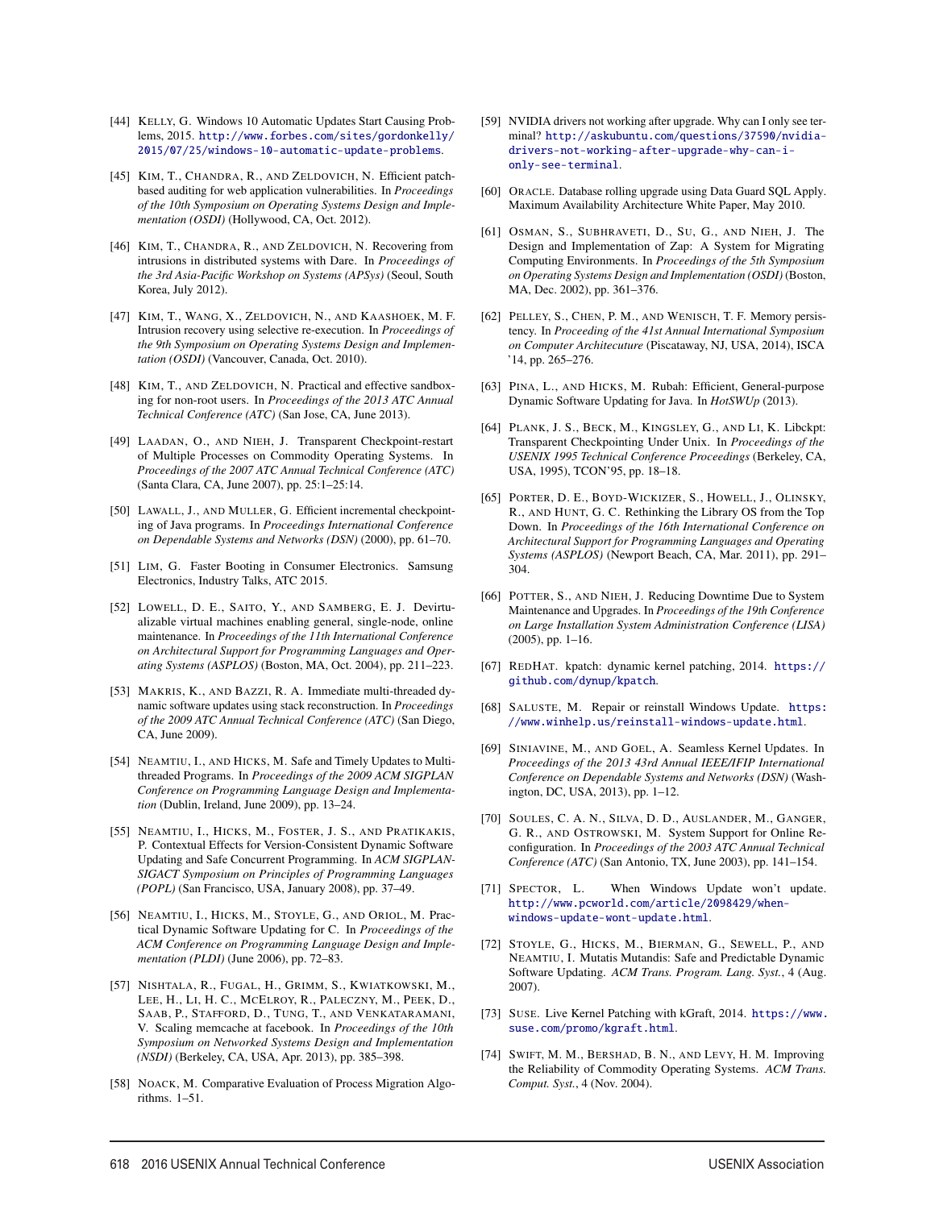[44] Kelly, G. Windows 10 Automatic Updates Start Causing Problems, 2015. http://www.forbes.com/sites/gordonkelly/2015/07/25/windows-10-automatic-update-problems.

[45] Kim, T., Chandra, R., and Zeldovich, N. Efficient patch-based auditing for web application vulnerabilities. In *Proceedings of the 10th Symposium on Operating Systems Design and Implementation (OSDI)* (Hollywood, CA, Oct. 2012).

[46] Kim, T., Chandra, R., and Zeldovich, N. Recovering from intrusions in distributed systems with Dare. In *Proceedings of the 3rd Asia-Pacific Workshop on Systems (APSys)* (Seoul, South Korea, July 2012).

[47] Kim, T., Wang, X., Zeldovich, N., and Kaashoek, M. F. Intrusion recovery using selective re-execution. In *Proceedings of the 9th Symposium on Operating Systems Design and Implementation (OSDI)* (Vancouver, Canada, Oct. 2010).

[48] Kim, T., and Zeldovich, N. Practical and effective sandboxing for non-root users. In *Proceedings of the 2013 ATC Annual Technical Conference (ATC)* (San Jose, CA, June 2013).

[49] Laadan, O., and Nieh, J. Transparent Checkpoint-restart of Multiple Processes on Commodity Operating Systems. In *Proceedings of the 2007 ATC Annual Technical Conference (ATC)* (Santa Clara, CA, June 2007), pp. 25:1–25:14.

[50] Lawall, J., and Muller, G. Efficient incremental checkpointing of Java programs. In *Proceedings International Conference on Dependable Systems and Networks (DSN)* (2000), pp. 61–70.

[51] Lim, G. Faster Booting in Consumer Electronics. Samsung Electronics, Industry Talks, ATC 2015.

[52] Lowell, D. E., Saito, Y., and Samberg, E. J. Devirtualizable virtual machines enabling general, single-node, online maintenance. In *Proceedings of the 11th International Conference on Architectural Support for Programming Languages and Operating Systems (ASPLOS)* (Boston, MA, Oct. 2004), pp. 211–223.

[53] Makris, K., and Bazzi, R. A. Immediate multi-threaded dynamic software updates using stack reconstruction. In *Proceedings of the 2009 ATC Annual Technical Conference (ATC)* (San Diego, CA, June 2009).

[54] Neamtiu, I., and Hicks, M. Safe and Timely Updates to Multi-threaded Programs. In *Proceedings of the 2009 ACM SIGPLAN Conference on Programming Language Design and Implementation* (Dublin, Ireland, June 2009), pp. 13–24.

[55] Neamtiu, I., Hicks, M., Foster, J. S., and Pratikakis, P. Contextual Effects for Version-Consistent Dynamic Software Updating and Safe Concurrent Programming. In *ACM SIGPLAN-SIGACT Symposium on Principles of Programming Languages (POPL)* (San Francisco, USA, January 2008), pp. 37–49.

[56] Neamtiu, I., Hicks, M., Stoyle, G., and Oriol, M. Practical Dynamic Software Updating for C. In *Proceedings of the ACM Conference on Programming Language Design and Implementation (PLDI)* (June 2006), pp. 72–83.

[57] Nishtala, R., Fugal, H., Grimm, S., Kwiatkowski, M., Lee, H., Li, H. C., McElroy, R., Paleczny, M., Peek, D., Saab, P., Stafford, D., Tung, T., and Venkataramani, V. Scaling memcache at facebook. In *Proceedings of the 10th Symposium on Networked Systems Design and Implementation (NSDI)* (Berkeley, CA, USA, Apr. 2013), pp. 385–398.

[58] Noack, M. Comparative Evaluation of Process Migration Algorithms. 1–51.

[59] NVIDIA drivers not working after upgrade. Why can I only see terminal? http://askubuntu.com/questions/37590/nvidia-drivers-not-working-after-upgrade-why-can-i-only-see-terminal.

[60] Oracle. Database rolling upgrade using Data Guard SQL Apply. Maximum Availability Architecture White Paper, May 2010.

[61] Osman, S., Subhraveti, D., Su, G., and Nieh, J. The Design and Implementation of Zap: A System for Migrating Computing Environments. In *Proceedings of the 5th Symposium on Operating Systems Design and Implementation (OSDI)* (Boston, MA, Dec. 2002), pp. 361–376.

[62] Pelley, S., Chen, P. M., and Wenisch, T. F. Memory persistency. In *Proceeding of the 41st Annual International Symposium on Computer Architecture* (Piscataway, NJ, USA, 2014), ISCA '14, pp. 265–276.

[63] Pina, L., and Hicks, M. Rubah: Efficient, General-purpose Dynamic Software Updating for Java. In *HotSWUp* (2013).

[64] Plank, J. S., Beck, M., Kingsley, G., and Li, K. Libckpt: Transparent Checkpointing Under Unix. In *Proceedings of the USENIX 1995 Technical Conference Proceedings* (Berkeley, CA, USA, 1995), TCON'95, pp. 18–18.

[65] Porter, D. E., Boyd-Wickizer, S., Howell, J., Olinsky, R., and Hunt, G. C. Rethinking the Library OS from the Top Down. In *Proceedings of the 16th International Conference on Architectural Support for Programming Languages and Operating Systems (ASPLOS)* (Newport Beach, CA, Mar. 2011), pp. 291–304.

[66] Potter, S., and Nieh, J. Reducing Downtime Due to System Maintenance and Upgrades. In *Proceedings of the 19th Conference on Large Installation System Administration Conference (LISA)* (2005), pp. 1–16.

[67] RedHat. kpatch: dynamic kernel patching, 2014. https://github.com/dynup/kpatch.

[68] Saluste, M. Repair or reinstall Windows Update. https://www.winhelp.us/reinstall-windows-update.html.

[69] Siniavine, M., and Goel, A. Seamless Kernel Updates. In *Proceedings of the 2013 43rd Annual IEEE/IFIP International Conference on Dependable Systems and Networks (DSN)* (Washington, DC, USA, 2013), pp. 1–12.

[70] Soules, C. A. N., Silva, D. D., Auslander, M., Ganger, G. R., and Ostrowski, M. System Support for Online Reconfiguration. In *Proceedings of the 2003 ATC Annual Technical Conference (ATC)* (San Antonio, TX, June 2003), pp. 141–154.

[71] Spector, L. When Windows Update won't update. http://www.pcworld.com/article/2098429/when-windows-update-wont-update.html.

[72] Stoyle, G., Hicks, M., Bierman, G., Sewell, P., and Neamtiu, I. Mutatis Mutandis: Safe and Predictable Dynamic Software Updating. *ACM Trans. Program. Lang. Syst.*, 4 (Aug. 2007).

[73] Suse. Live Kernel Patching with kGraft, 2014. https://www.suse.com/promo/kgraft.html.

[74] Swift, M. M., Bershad, B. N., and Levy, H. M. Improving the Reliability of Commodity Operating Systems. *ACM Trans. Comput. Syst.*, 4 (Nov. 2004).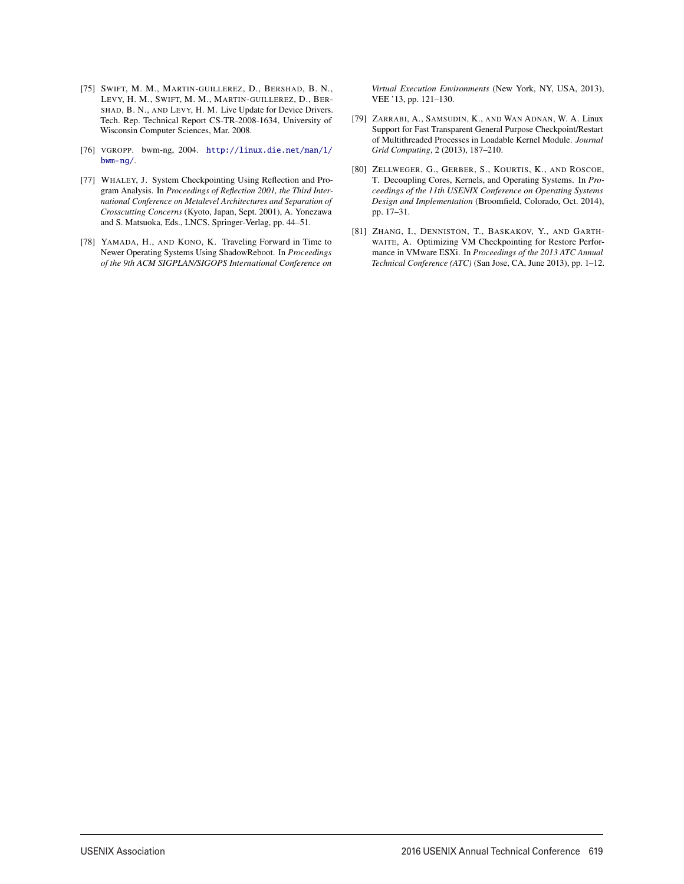[75] SWIFT, M. M., MARTIN-GUILLEREZ, D., BERSHAD, B. N., LEVY, H. M., SWIFT, M. M., MARTIN-GUILLEREZ, D., BERSHAD, B. N., AND LEVY, H. M. Live Update for Device Drivers. Tech. Rep. Technical Report CS-TR-2008-1634, University of Wisconsin Computer Sciences, Mar. 2008.

[76] VGROPP. bwm-ng, 2004. http://linux.die.net/man/1/bwm-ng/.

[77] WHALEY, J. System Checkpointing Using Reflection and Program Analysis. In *Proceedings of Reflection 2001, the Third International Conference on Metalevel Architectures and Separation of Crosscutting Concerns* (Kyoto, Japan, Sept. 2001), A. Yonezawa and S. Matsuoka, Eds., LNCS, Springer-Verlag, pp. 44–51.

[78] YAMADA, H., AND KONO, K. Traveling Forward in Time to Newer Operating Systems Using ShadowReboot. In *Proceedings of the 9th ACM SIGPLAN/SIGOPS International Conference on Virtual Execution Environments* (New York, NY, USA, 2013), VEE '13, pp. 121–130.

[79] ZARRABI, A., SAMSUDIN, K., AND WAN ADNAN, W. A. Linux Support for Fast Transparent General Purpose Checkpoint/Restart of Multithreaded Processes in Loadable Kernel Module. *Journal Grid Computing*, 2 (2013), 187–210.

[80] ZELLWEGER, G., GERBER, S., KOURTIS, K., AND ROSCOE, T. Decoupling Cores, Kernels, and Operating Systems. In *Proceedings of the 11th USENIX Conference on Operating Systems Design and Implementation* (Broomfield, Colorado, Oct. 2014), pp. 17–31.

[81] ZHANG, I., DENNISTON, T., BASKAKOV, Y., AND GARTHWAITE, A. Optimizing VM Checkpointing for Restore Performance in VMware ESXi. In *Proceedings of the 2013 ATC Annual Technical Conference (ATC)* (San Jose, CA, June 2013), pp. 1–12.